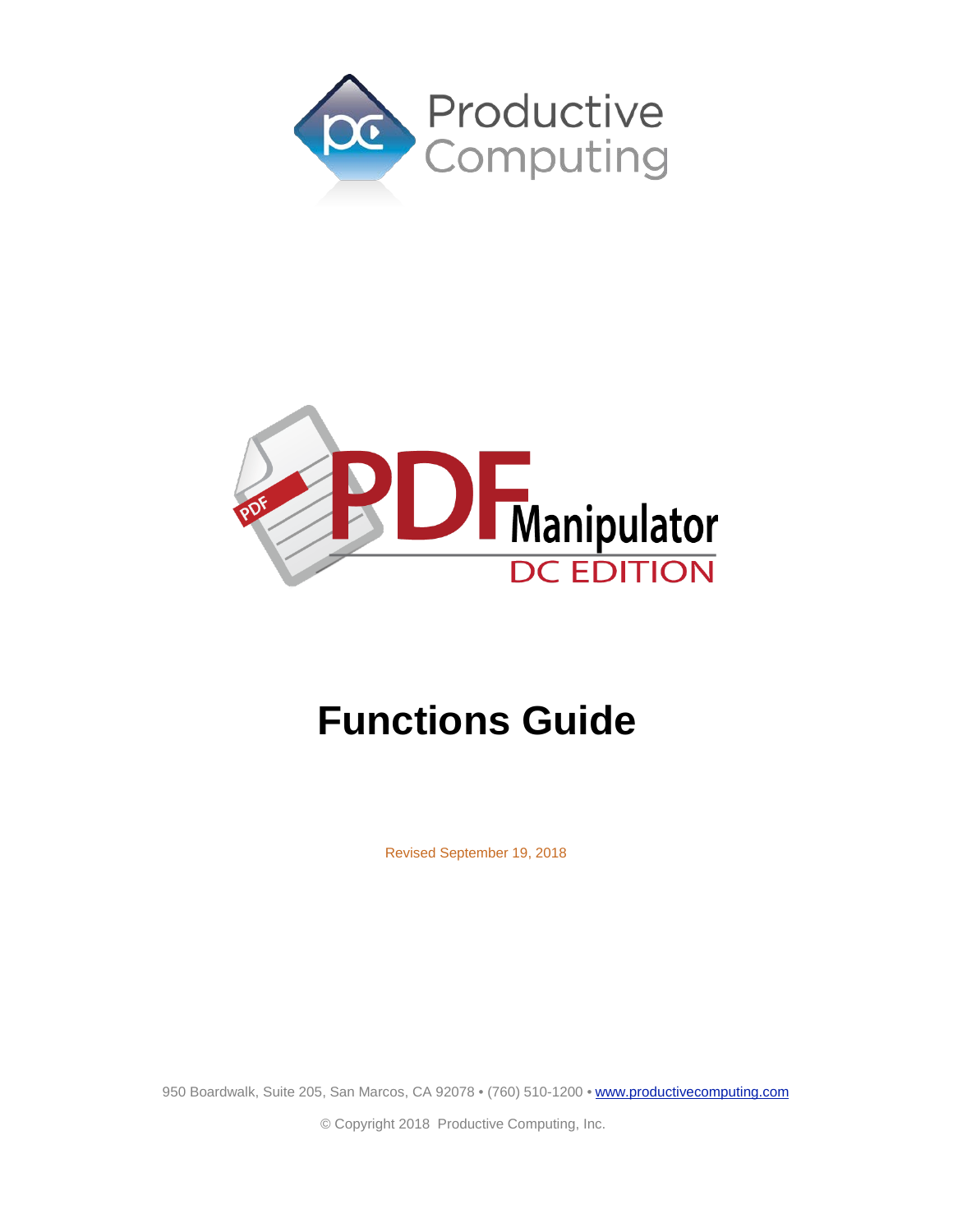Productive Computing

PDF Manipulator

DC EDITION

# Functions Guide

Revised September 19, 2018

950 Boardwalk, Suite 205, San Marcos, CA 92078 • (760) 510-1200 • www.productivecomputing.com

© Copyright 2018 Productive Computing, Inc.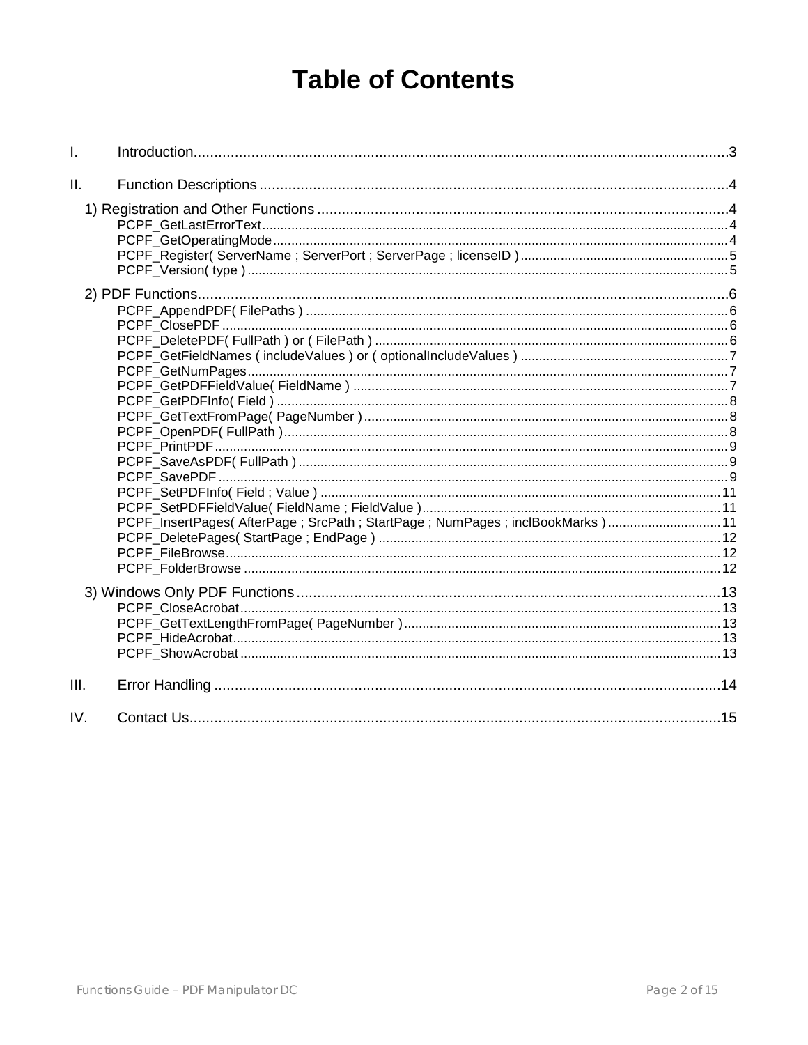# Table of Contents

I. Introduction ..... 3

II. Function Descriptions ..... 4

1) Registration and Other Functions ..... 4
- PCPF_GetLastErrorText ..... 4
- PCPF_GetOperatingMode ..... 4
- PCPF_Register( ServerName ; ServerPort ; ServerPage ; licenseID ) ..... 5
- PCPF_Version( type ) ..... 5

2) PDF Functions ..... 6
- PCPF_AppendPDF( FilePaths ) ..... 6
- PCPF_ClosePDF ..... 6
- PCPF_DeletePDF( FullPath ) or ( FilePath ) ..... 6
- PCPF_GetFieldNames ( includeValues ) or ( optionalIncludeValues ) ..... 7
- PCPF_GetNumPages ..... 7
- PCPF_GetPDFFieldValue( FieldName ) ..... 7
- PCPF_GetPDFInfo( Field ) ..... 8
- PCPF_GetTextFromPage( PageNumber ) ..... 8
- PCPF_OpenPDF( FullPath ) ..... 8
- PCPF_PrintPDF ..... 9
- PCPF_SaveAsPDF( FullPath ) ..... 9
- PCPF_SavePDF ..... 9
- PCPF_SetPDFInfo( Field ; Value ) ..... 11
- PCPF_SetPDFFieldValue( FieldName ; FieldValue ) ..... 11
- PCPF_InsertPages( AfterPage ; SrcPath ; StartPage ; NumPages ; inclBookMarks ) ..... 11
- PCPF_DeletePages( StartPage ; EndPage ) ..... 12
- PCPF_FileBrowse ..... 12
- PCPF_FolderBrowse ..... 12

3) Windows Only PDF Functions ..... 13
- PCPF_CloseAcrobat ..... 13
- PCPF_GetTextLengthFromPage( PageNumber ) ..... 13
- PCPF_HideAcrobat ..... 13
- PCPF_ShowAcrobat ..... 13

III. Error Handling ..... 14

IV. Contact Us ..... 15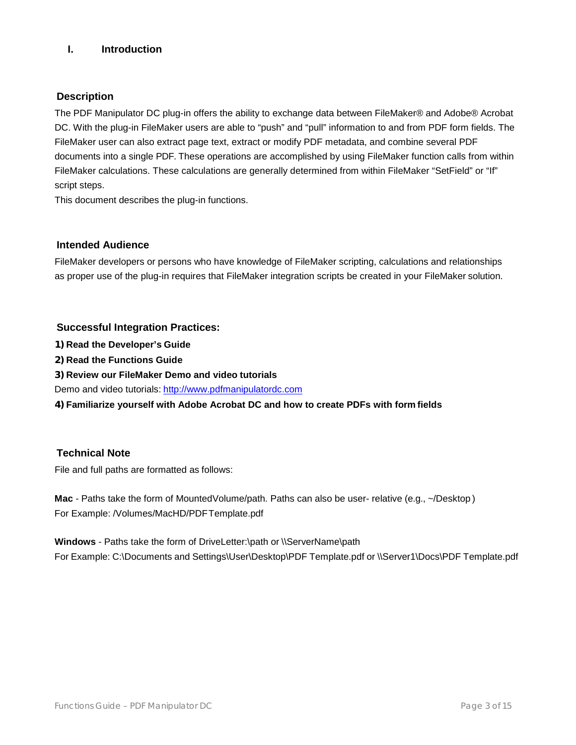# I. Introduction

## Description

The PDF Manipulator DC plug-in offers the ability to exchange data between FileMaker® and Adobe® Acrobat DC. With the plug-in FileMaker users are able to "push" and "pull" information to and from PDF form fields. The FileMaker user can also extract page text, extract or modify PDF metadata, and combine several PDF documents into a single PDF. These operations are accomplished by using FileMaker function calls from within FileMaker calculations. These calculations are generally determined from within FileMaker "SetField" or "If" script steps.

This document describes the plug-in functions.

## Intended Audience

FileMaker developers or persons who have knowledge of FileMaker scripting, calculations and relationships as proper use of the plug-in requires that FileMaker integration scripts be created in your FileMaker solution.

## Successful Integration Practices:

**1) Read the Developer's Guide**

**2) Read the Functions Guide**

**3) Review our FileMaker Demo and video tutorials**

Demo and video tutorials: [http://www.pdfmanipulatordc.com](http://www.pdfmanipulatordc.com)

**4) Familiarize yourself with Adobe Acrobat DC and how to create PDFs with form fields**

## Technical Note

File and full paths are formatted as follows:

**Mac** - Paths take the form of MountedVolume/path. Paths can also be user- relative (e.g., ~/Desktop)
For Example: /Volumes/MacHD/PDF Template.pdf

**Windows** - Paths take the form of DriveLetter:\path or \\ServerName\path
For Example: C:\Documents and Settings\User\Desktop\PDF Template.pdf or \\Server1\Docs\PDF Template.pdf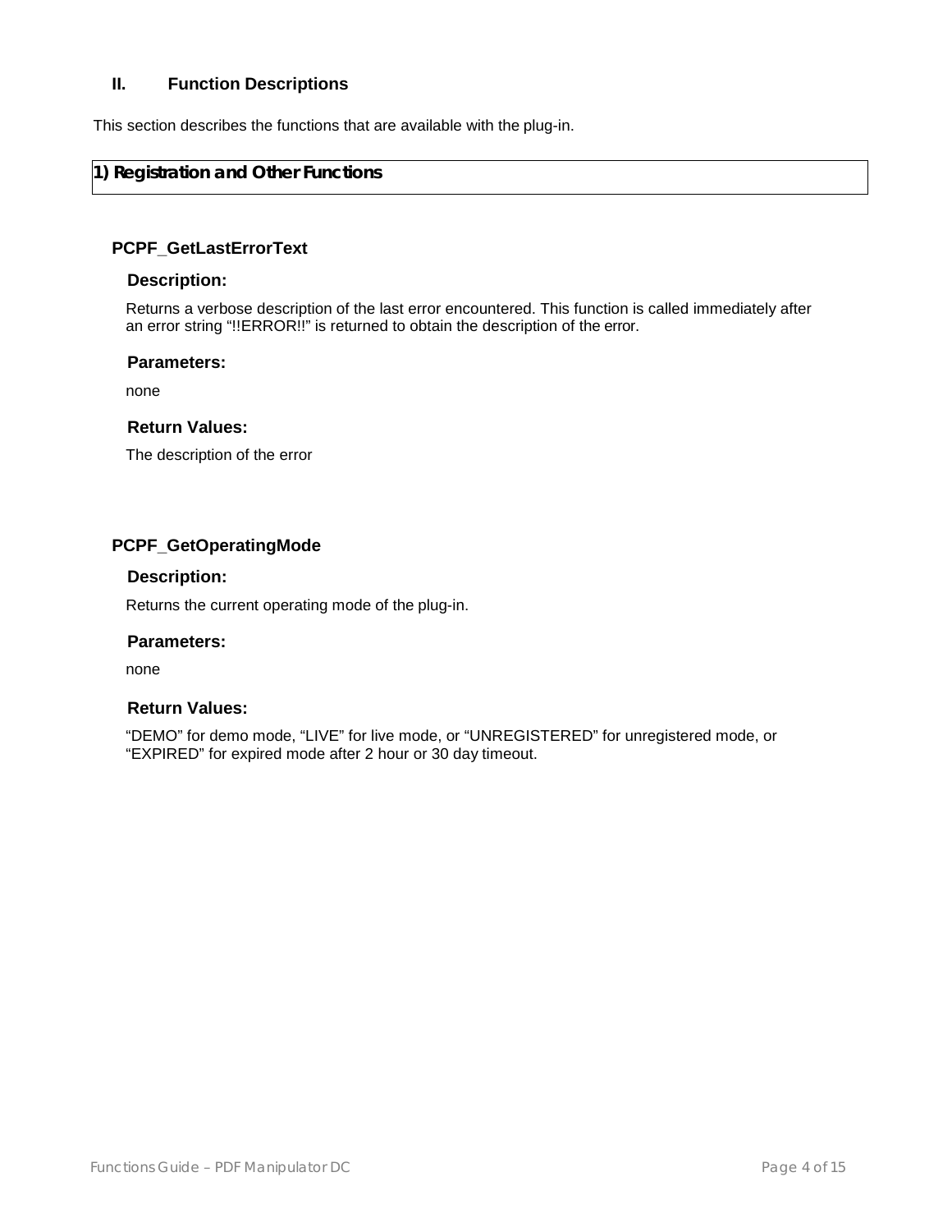## II. Function Descriptions

This section describes the functions that are available with the plug-in.

## 1) Registration and Other Functions

### PCPF_GetLastErrorText

#### Description:

Returns a verbose description of the last error encountered. This function is called immediately after an error string “!!ERROR!!” is returned to obtain the description of the error.

#### Parameters:

none

#### Return Values:

The description of the error

### PCPF_GetOperatingMode

#### Description:

Returns the current operating mode of the plug-in.

#### Parameters:

none

#### Return Values:

“DEMO” for demo mode, “LIVE” for live mode, or “UNREGISTERED” for unregistered mode, or “EXPIRED” for expired mode after 2 hour or 30 day timeout.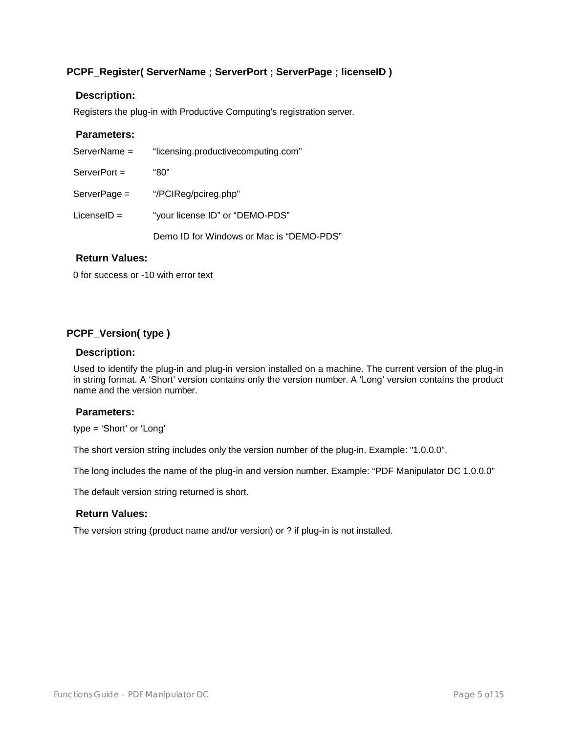## PCPF_Register( ServerName ; ServerPort ; ServerPage ; licenseID )

### Description:

Registers the plug-in with Productive Computing's registration server.

### Parameters:

ServerName = “licensing.productivecomputing.com”

ServerPort = “80”

ServerPage = “/PCIReg/pcireg.php”

LicenseID = “your license ID” or “DEMO-PDS”

Demo ID for Windows or Mac is “DEMO-PDS”

### Return Values:

0 for success or -10 with error text

## PCPF_Version( type )

### Description:

Used to identify the plug-in and plug-in version installed on a machine. The current version of the plug-in in string format. A ‘Short’ version contains only the version number. A ‘Long’ version contains the product name and the version number.

### Parameters:

type = ‘Short’ or ‘Long’

The short version string includes only the version number of the plug-in. Example: "1.0.0.0".

The long includes the name of the plug-in and version number. Example: “PDF Manipulator DC 1.0.0.0"

The default version string returned is short.

### Return Values:

The version string (product name and/or version) or ? if plug-in is not installed.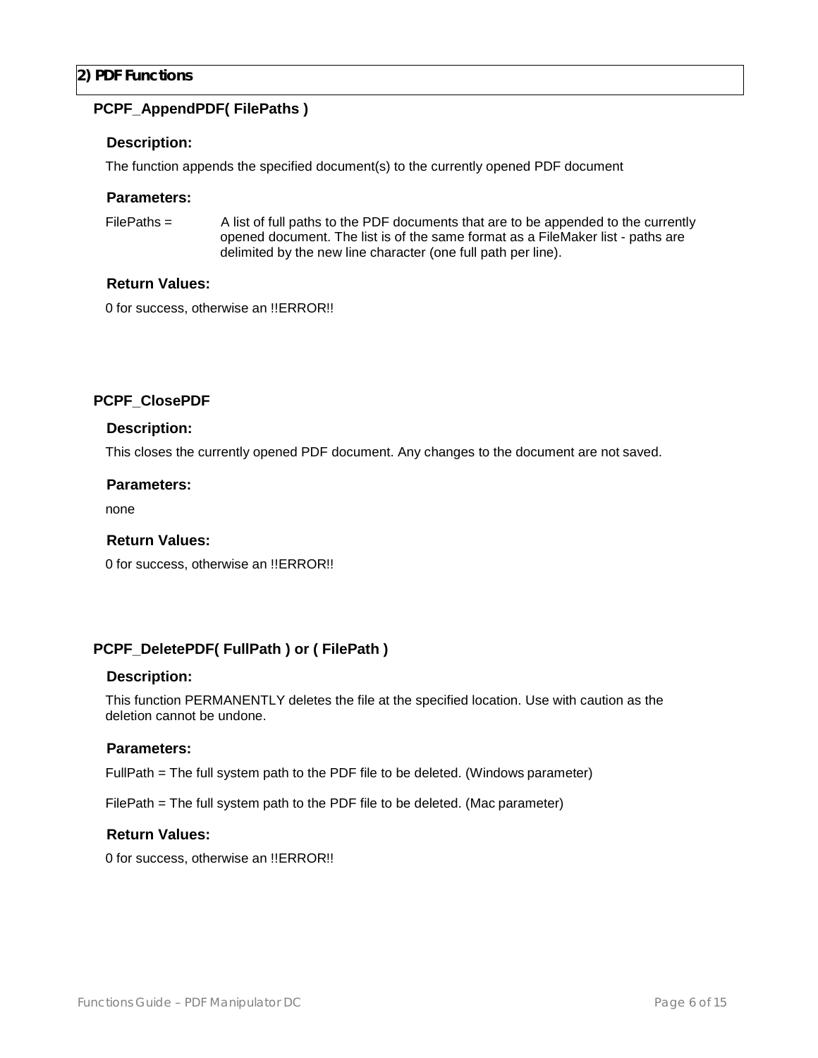## 2) PDF Functions

### PCPF_AppendPDF( FilePaths )

#### Description:

The function appends the specified document(s) to the currently opened PDF document

#### Parameters:

FilePaths = A list of full paths to the PDF documents that are to be appended to the currently opened document. The list is of the same format as a FileMaker list - paths are delimited by the new line character (one full path per line).

#### Return Values:

0 for success, otherwise an !!ERROR!!

### PCPF_ClosePDF

#### Description:

This closes the currently opened PDF document. Any changes to the document are not saved.

#### Parameters:

none

#### Return Values:

0 for success, otherwise an !!ERROR!!

### PCPF_DeletePDF( FullPath ) or ( FilePath )

#### Description:

This function PERMANENTLY deletes the file at the specified location. Use with caution as the deletion cannot be undone.

#### Parameters:

FullPath = The full system path to the PDF file to be deleted. (Windows parameter)

FilePath = The full system path to the PDF file to be deleted. (Mac parameter)

#### Return Values:

0 for success, otherwise an !!ERROR!!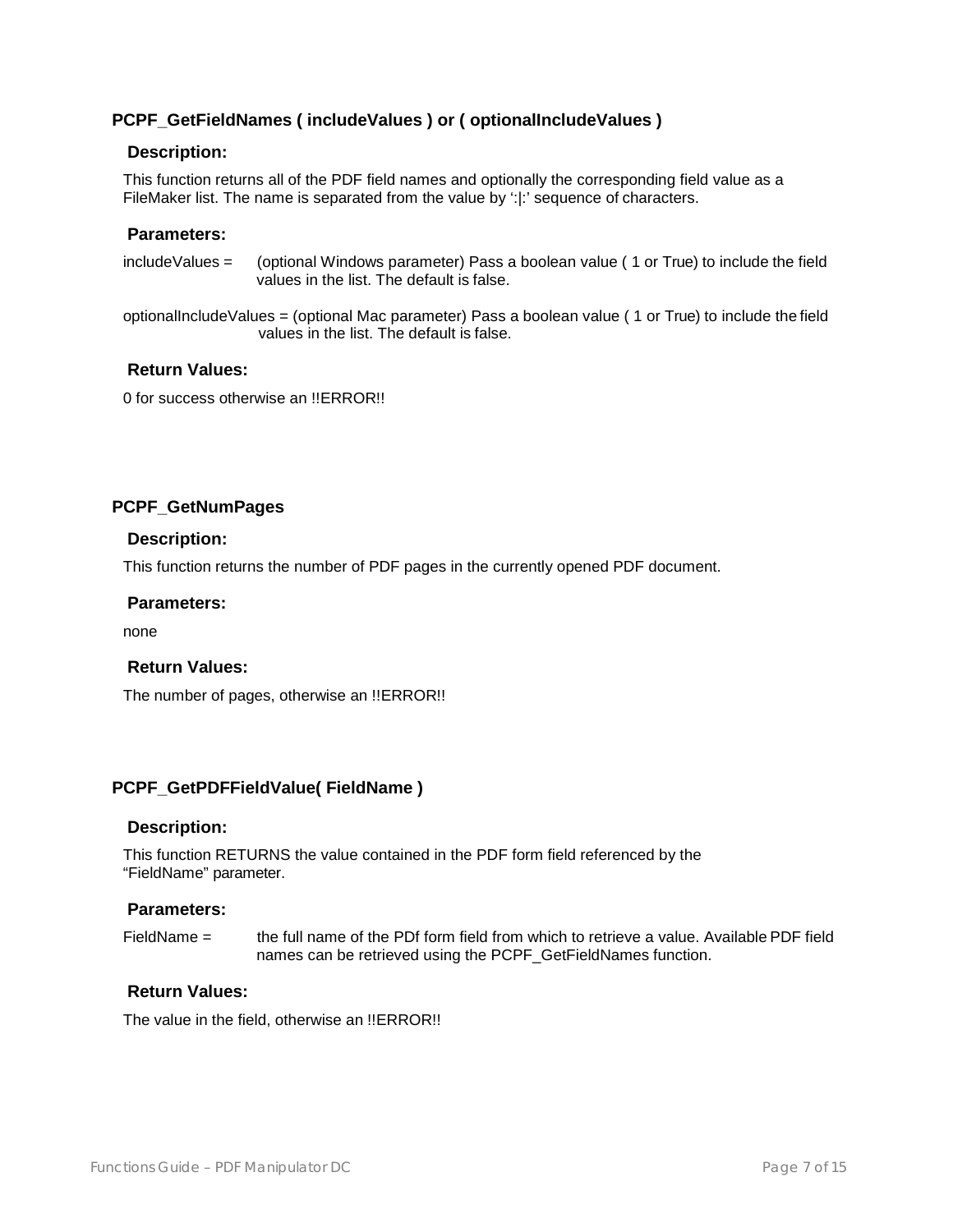### PCPF_GetFieldNames ( includeValues ) or ( optionalIncludeValues )

#### Description:

This function returns all of the PDF field names and optionally the corresponding field value as a FileMaker list. The name is separated from the value by ':|:' sequence of characters.

#### Parameters:

includeValues = (optional Windows parameter) Pass a boolean value ( 1 or True) to include the field values in the list. The default is false.

optionalIncludeValues = (optional Mac parameter) Pass a boolean value ( 1 or True) to include the field values in the list. The default is false.

#### Return Values:

0 for success otherwise an !!ERROR!!

### PCPF_GetNumPages

#### Description:

This function returns the number of PDF pages in the currently opened PDF document.

#### Parameters:

none

#### Return Values:

The number of pages, otherwise an !!ERROR!!

### PCPF_GetPDFFieldValue( FieldName )

#### Description:

This function RETURNS the value contained in the PDF form field referenced by the "FieldName" parameter.

#### Parameters:

FieldName = the full name of the PDf form field from which to retrieve a value. Available PDF field names can be retrieved using the PCPF_GetFieldNames function.

#### Return Values:

The value in the field, otherwise an !!ERROR!!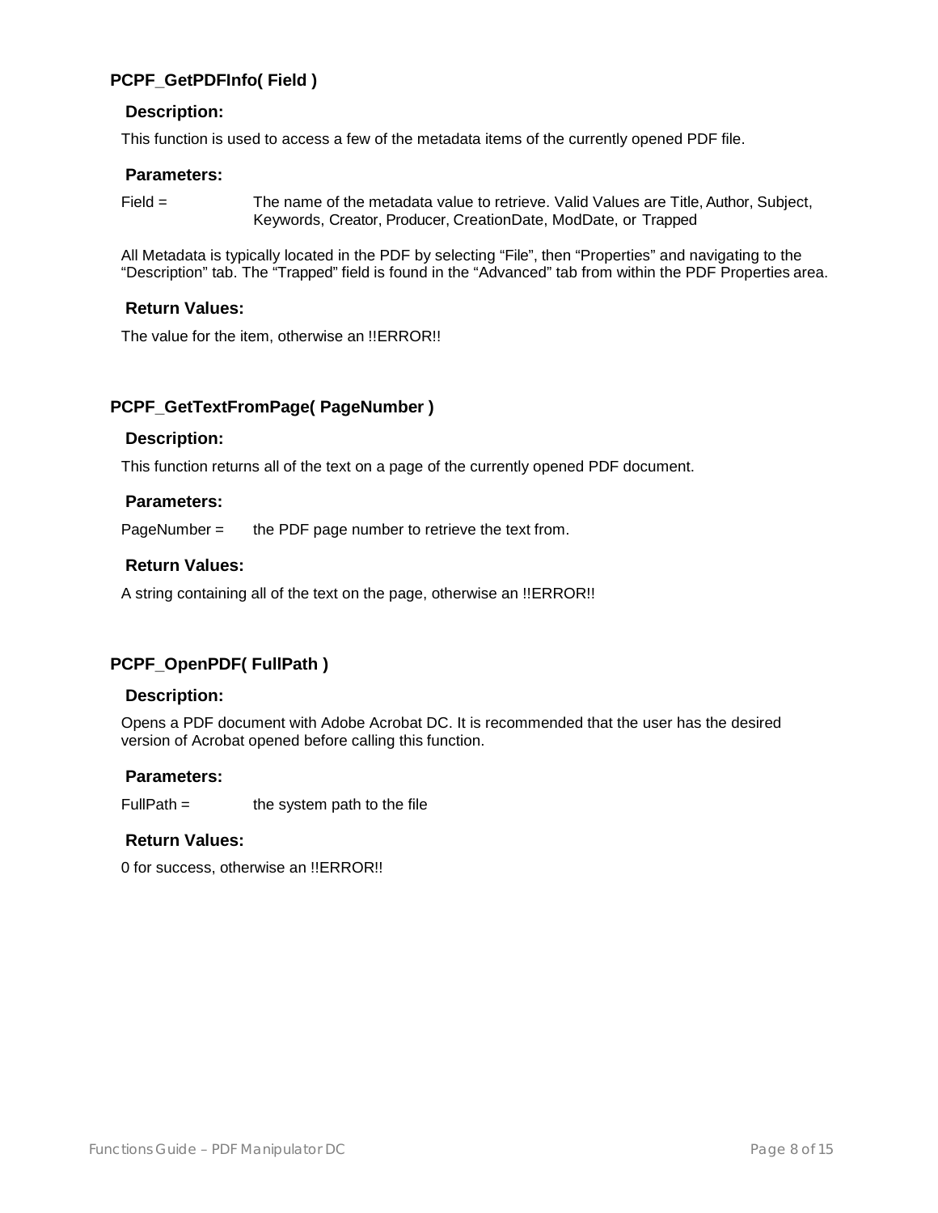## PCPF_GetPDFInfo( Field )

### Description:

This function is used to access a few of the metadata items of the currently opened PDF file.

### Parameters:

Field = The name of the metadata value to retrieve. Valid Values are Title, Author, Subject, Keywords, Creator, Producer, CreationDate, ModDate, or Trapped

All Metadata is typically located in the PDF by selecting “File”, then “Properties” and navigating to the “Description” tab. The “Trapped” field is found in the “Advanced” tab from within the PDF Properties area.

### Return Values:

The value for the item, otherwise an !!ERROR!!

## PCPF_GetTextFromPage( PageNumber )

### Description:

This function returns all of the text on a page of the currently opened PDF document.

### Parameters:

PageNumber = the PDF page number to retrieve the text from.

### Return Values:

A string containing all of the text on the page, otherwise an !!ERROR!!

## PCPF_OpenPDF( FullPath )

### Description:

Opens a PDF document with Adobe Acrobat DC. It is recommended that the user has the desired version of Acrobat opened before calling this function.

### Parameters:

FullPath = the system path to the file

### Return Values:

0 for success, otherwise an !!ERROR!!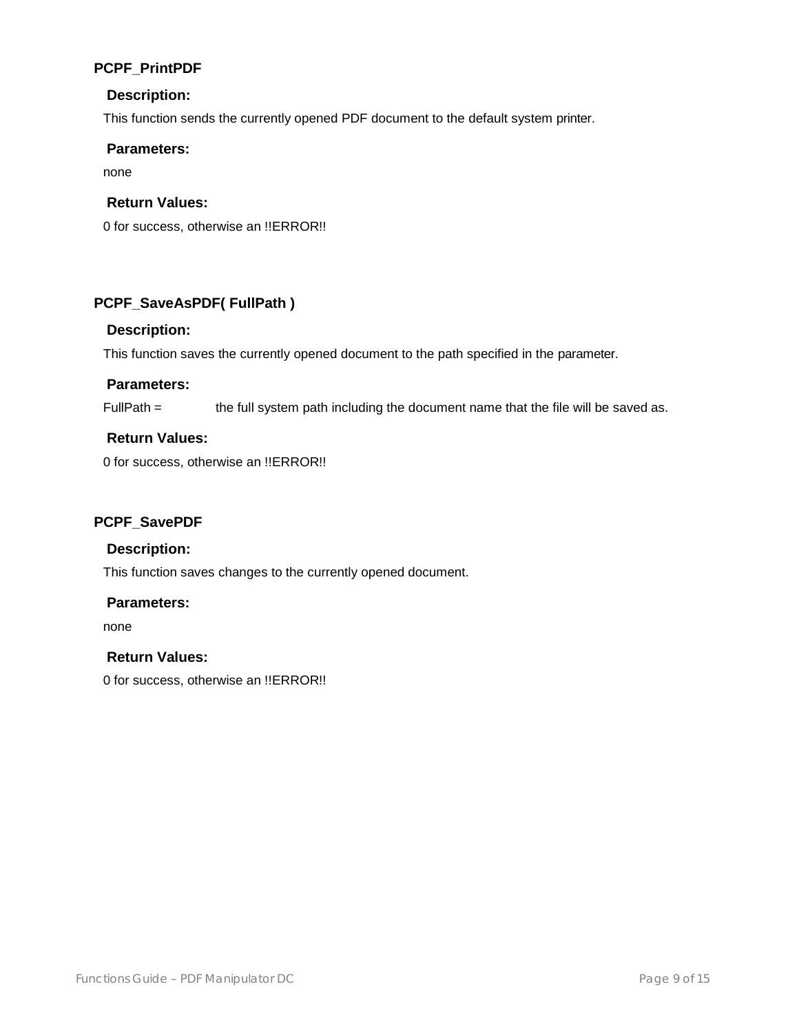## PCPF_PrintPDF

### Description:

This function sends the currently opened PDF document to the default system printer.

### Parameters:

none

### Return Values:

0 for success, otherwise an !!ERROR!!

## PCPF_SaveAsPDF( FullPath )

### Description:

This function saves the currently opened document to the path specified in the parameter.

### Parameters:

FullPath = the full system path including the document name that the file will be saved as.

### Return Values:

0 for success, otherwise an !!ERROR!!

## PCPF_SavePDF

### Description:

This function saves changes to the currently opened document.

### Parameters:

none

### Return Values:

0 for success, otherwise an !!ERROR!!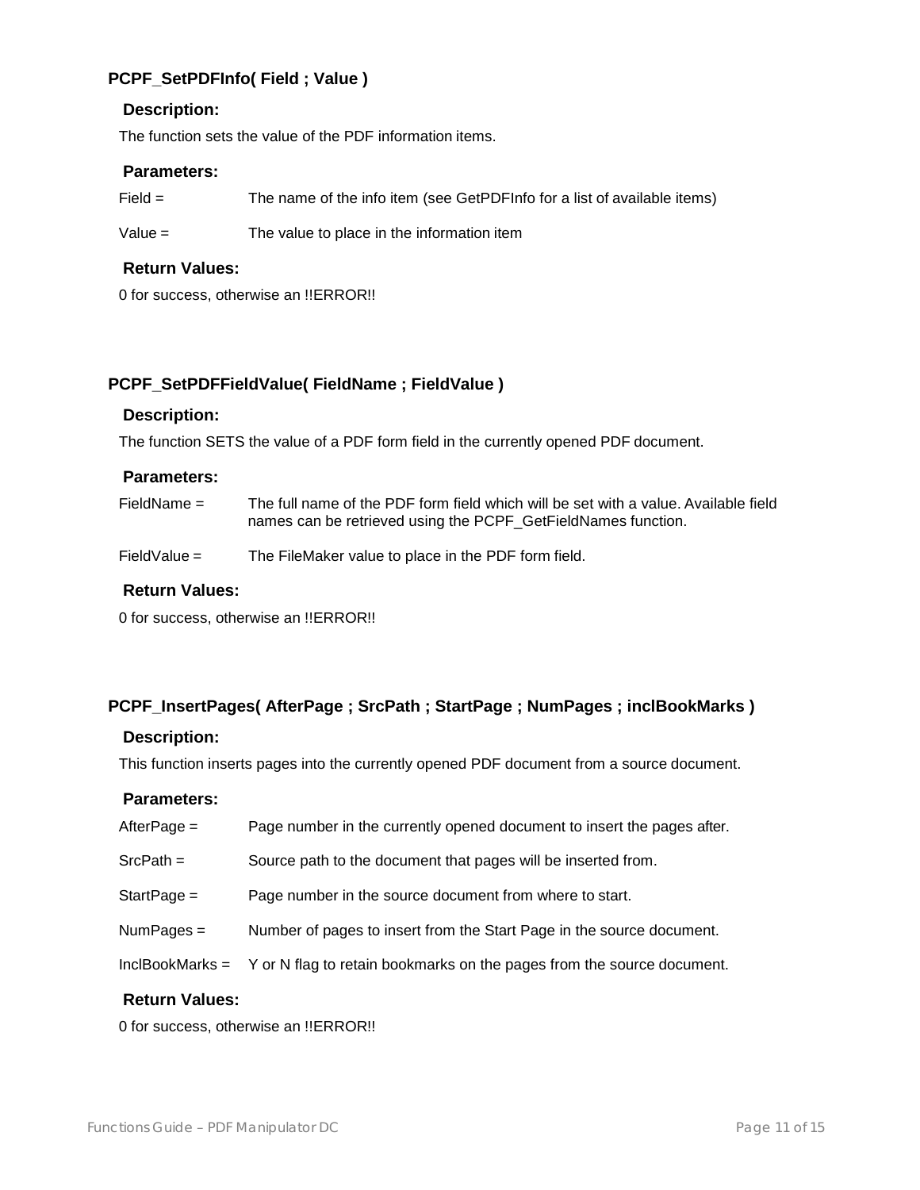### PCPF_SetPDFInfo( Field ; Value )

#### Description:

The function sets the value of the PDF information items.

#### Parameters:

| | |
|---|---|
| Field = | The name of the info item (see GetPDFInfo for a list of available items) |
| Value = | The value to place in the information item |

#### Return Values:

0 for success, otherwise an !!ERROR!!

### PCPF_SetPDFFieldValue( FieldName ; FieldValue )

#### Description:

The function SETS the value of a PDF form field in the currently opened PDF document.

#### Parameters:

| | |
|---|---|
| FieldName = | The full name of the PDF form field which will be set with a value. Available field names can be retrieved using the PCPF_GetFieldNames function. |
| FieldValue = | The FileMaker value to place in the PDF form field. |

#### Return Values:

0 for success, otherwise an !!ERROR!!

### PCPF_InsertPages( AfterPage ; SrcPath ; StartPage ; NumPages ; inclBookMarks )

#### Description:

This function inserts pages into the currently opened PDF document from a source document.

#### Parameters:

| | |
|---|---|
| AfterPage = | Page number in the currently opened document to insert the pages after. |
| SrcPath = | Source path to the document that pages will be inserted from. |
| StartPage = | Page number in the source document from where to start. |
| NumPages = | Number of pages to insert from the Start Page in the source document. |
| InclBookMarks = | Y or N flag to retain bookmarks on the pages from the source document. |

#### Return Values:

0 for success, otherwise an !!ERROR!!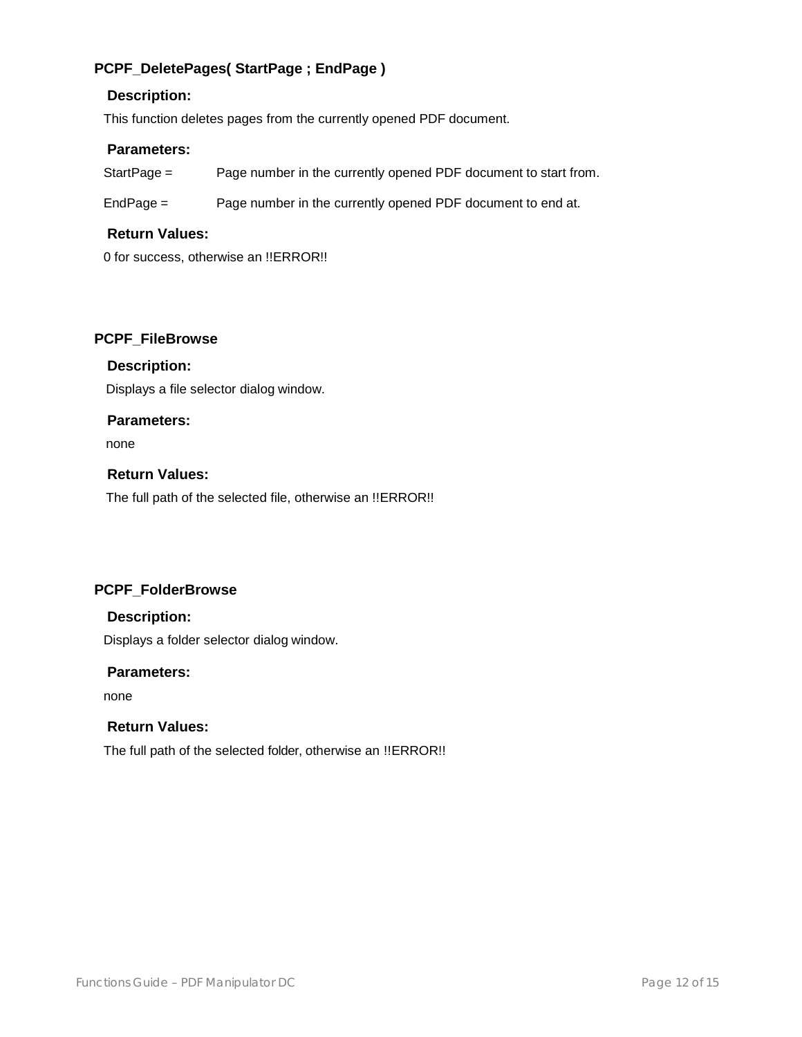### PCPF_DeletePages( StartPage ; EndPage )

#### Description:

This function deletes pages from the currently opened PDF document.

#### Parameters:

StartPage = Page number in the currently opened PDF document to start from.

EndPage = Page number in the currently opened PDF document to end at.

#### Return Values:

0 for success, otherwise an !!ERROR!!

### PCPF_FileBrowse

#### Description:

Displays a file selector dialog window.

#### Parameters:

none

#### Return Values:

The full path of the selected file, otherwise an !!ERROR!!

### PCPF_FolderBrowse

#### Description:

Displays a folder selector dialog window.

#### Parameters:

none

#### Return Values:

The full path of the selected folder, otherwise an !!ERROR!!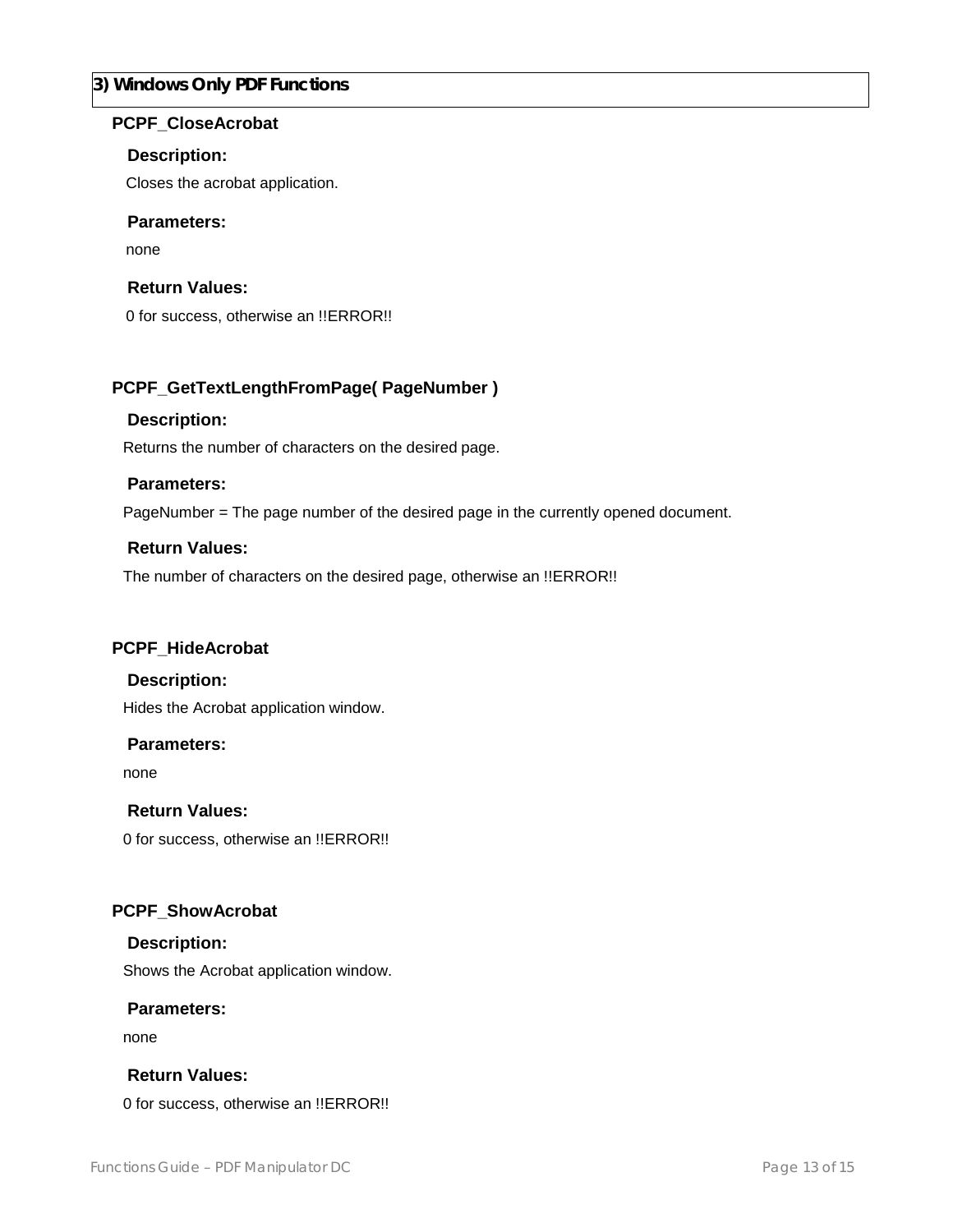## 3) Windows Only PDF Functions

### PCPF_CloseAcrobat

**Description:**

Closes the acrobat application.

**Parameters:**

none

**Return Values:**

0 for success, otherwise an !!ERROR!!

### PCPF_GetTextLengthFromPage( PageNumber )

**Description:**

Returns the number of characters on the desired page.

**Parameters:**

PageNumber = The page number of the desired page in the currently opened document.

**Return Values:**

The number of characters on the desired page, otherwise an !!ERROR!!

### PCPF_HideAcrobat

**Description:**

Hides the Acrobat application window.

**Parameters:**

none

**Return Values:**

0 for success, otherwise an !!ERROR!!

### PCPF_ShowAcrobat

**Description:**

Shows the Acrobat application window.

**Parameters:**

none

**Return Values:**

0 for success, otherwise an !!ERROR!!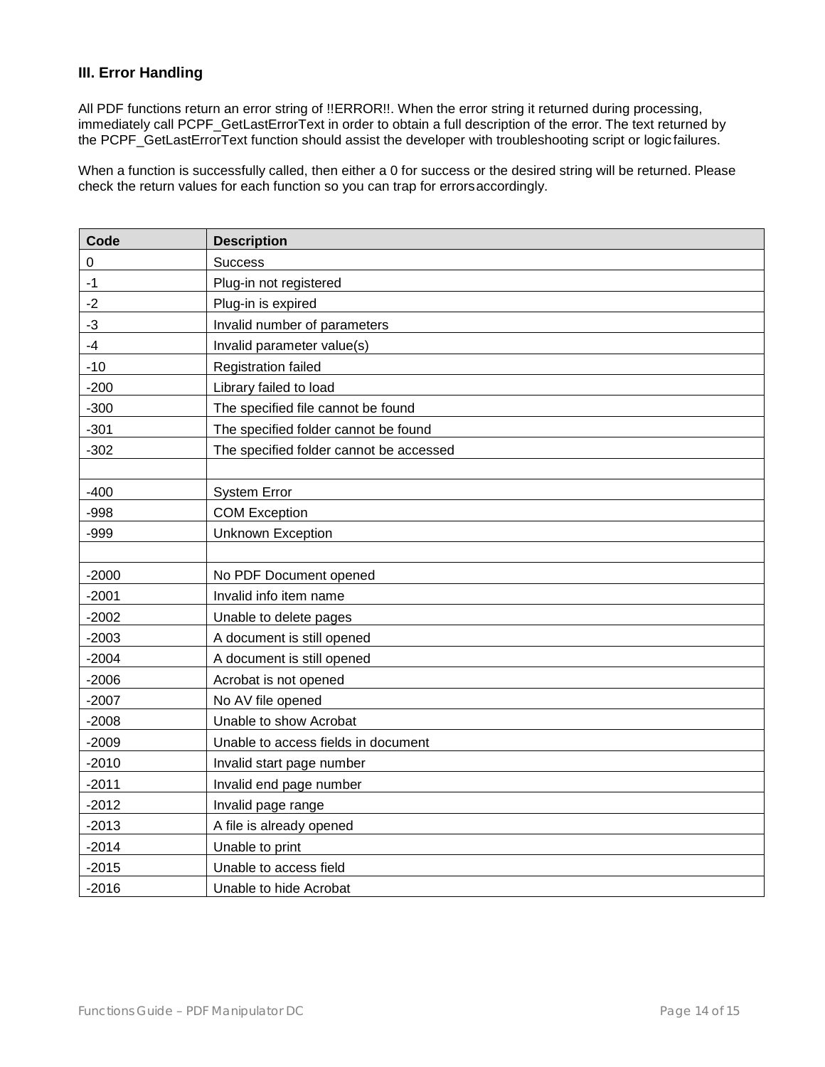### III. Error Handling

All PDF functions return an error string of !!ERROR!!. When the error string it returned during processing, immediately call PCPF_GetLastErrorText in order to obtain a full description of the error. The text returned by the PCPF_GetLastErrorText function should assist the developer with troubleshooting script or logic failures.

When a function is successfully called, then either a 0 for success or the desired string will be returned. Please check the return values for each function so you can trap for errors accordingly.

| Code | Description |
|---|---|
| 0 | Success |
| -1 | Plug-in not registered |
| -2 | Plug-in is expired |
| -3 | Invalid number of parameters |
| -4 | Invalid parameter value(s) |
| -10 | Registration failed |
| -200 | Library failed to load |
| -300 | The specified file cannot be found |
| -301 | The specified folder cannot be found |
| -302 | The specified folder cannot be accessed |
| | |
| -400 | System Error |
| -998 | COM Exception |
| -999 | Unknown Exception |
| | |
| -2000 | No PDF Document opened |
| -2001 | Invalid info item name |
| -2002 | Unable to delete pages |
| -2003 | A document is still opened |
| -2004 | A document is still opened |
| -2006 | Acrobat is not opened |
| -2007 | No AV file opened |
| -2008 | Unable to show Acrobat |
| -2009 | Unable to access fields in document |
| -2010 | Invalid start page number |
| -2011 | Invalid end page number |
| -2012 | Invalid page range |
| -2013 | A file is already opened |
| -2014 | Unable to print |
| -2015 | Unable to access field |
| -2016 | Unable to hide Acrobat |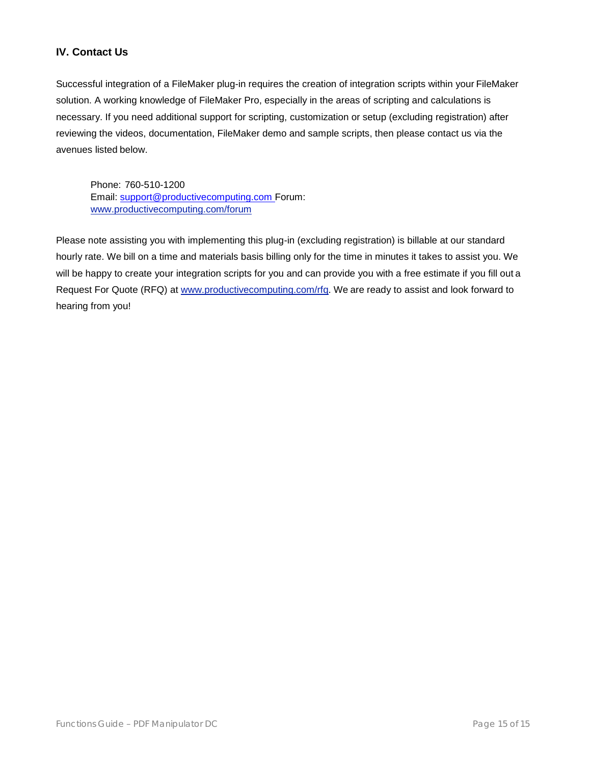## IV. Contact Us

Successful integration of a FileMaker plug-in requires the creation of integration scripts within your FileMaker solution. A working knowledge of FileMaker Pro, especially in the areas of scripting and calculations is necessary. If you need additional support for scripting, customization or setup (excluding registration) after reviewing the videos, documentation, FileMaker demo and sample scripts, then please contact us via the avenues listed below.

Phone: 760-510-1200
Email: support@productivecomputing.com Forum: www.productivecomputing.com/forum

Please note assisting you with implementing this plug-in (excluding registration) is billable at our standard hourly rate. We bill on a time and materials basis billing only for the time in minutes it takes to assist you. We will be happy to create your integration scripts for you and can provide you with a free estimate if you fill out a Request For Quote (RFQ) at www.productivecomputing.com/rfq. We are ready to assist and look forward to hearing from you!